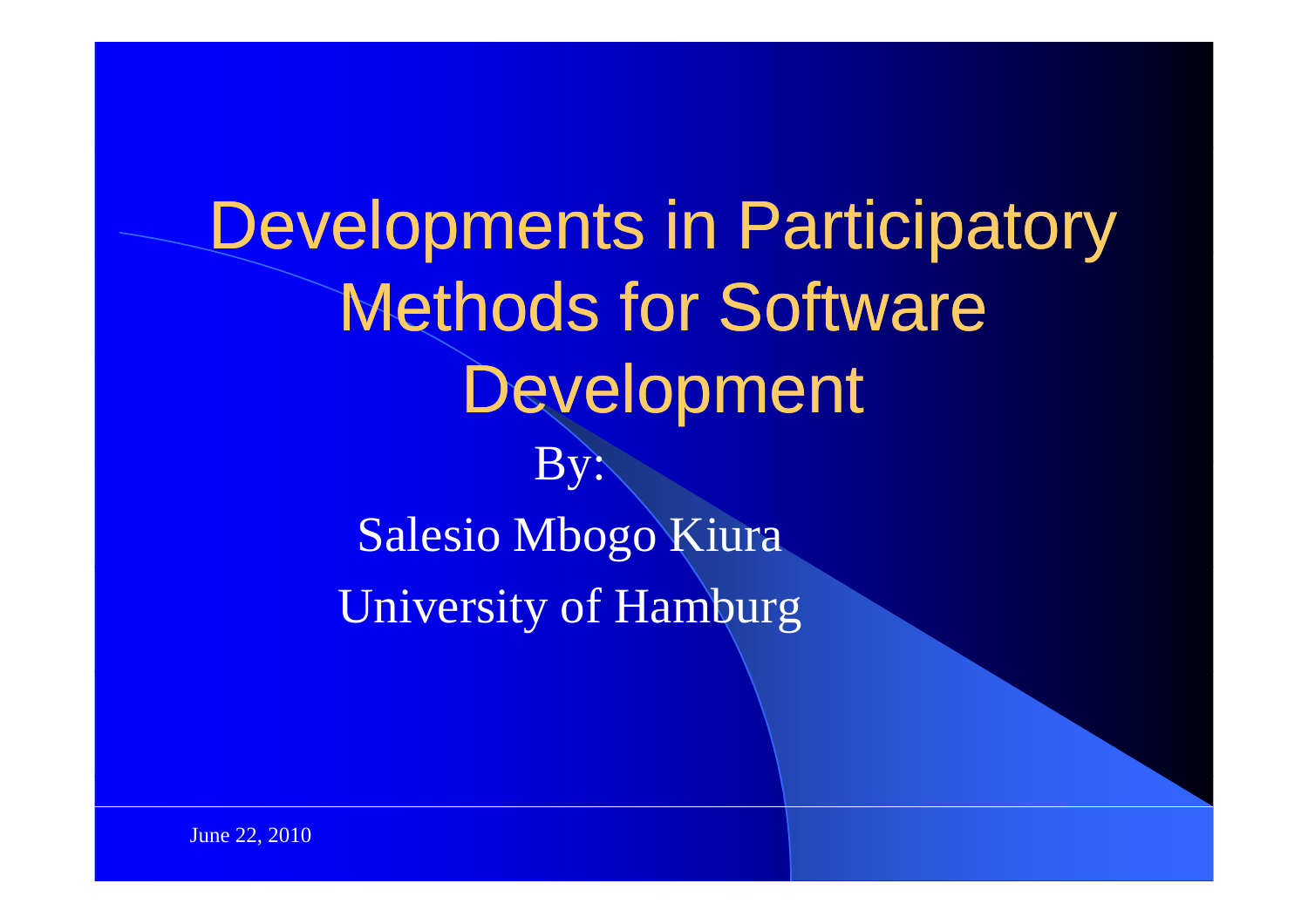# Developments in Participatory Methods for Software Development

By:

Salesio Mbogo Kiura

University of Hamburg

June 22, 2010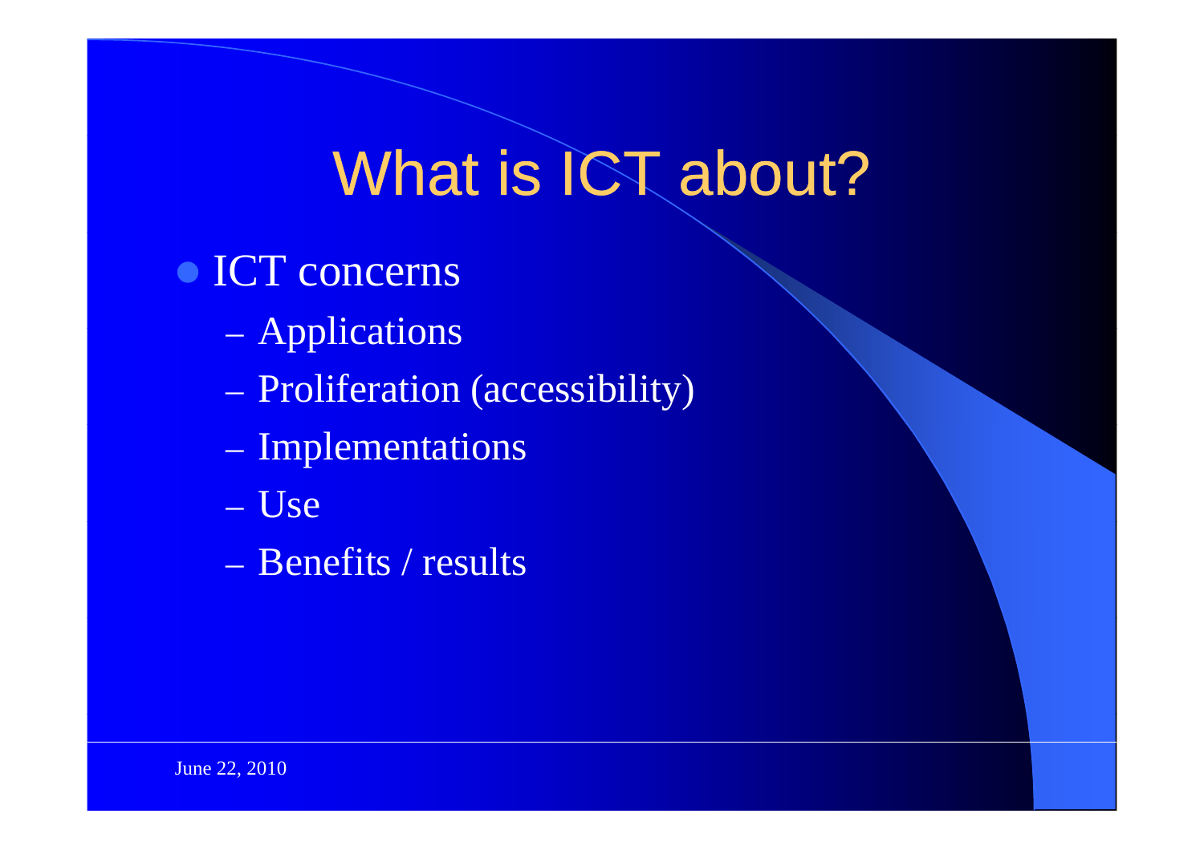# What is ICT about?

- ICT concerns
  - Applications
  - Proliferation (accessibility)
  - Implementations
  - Use
  - Benefits / results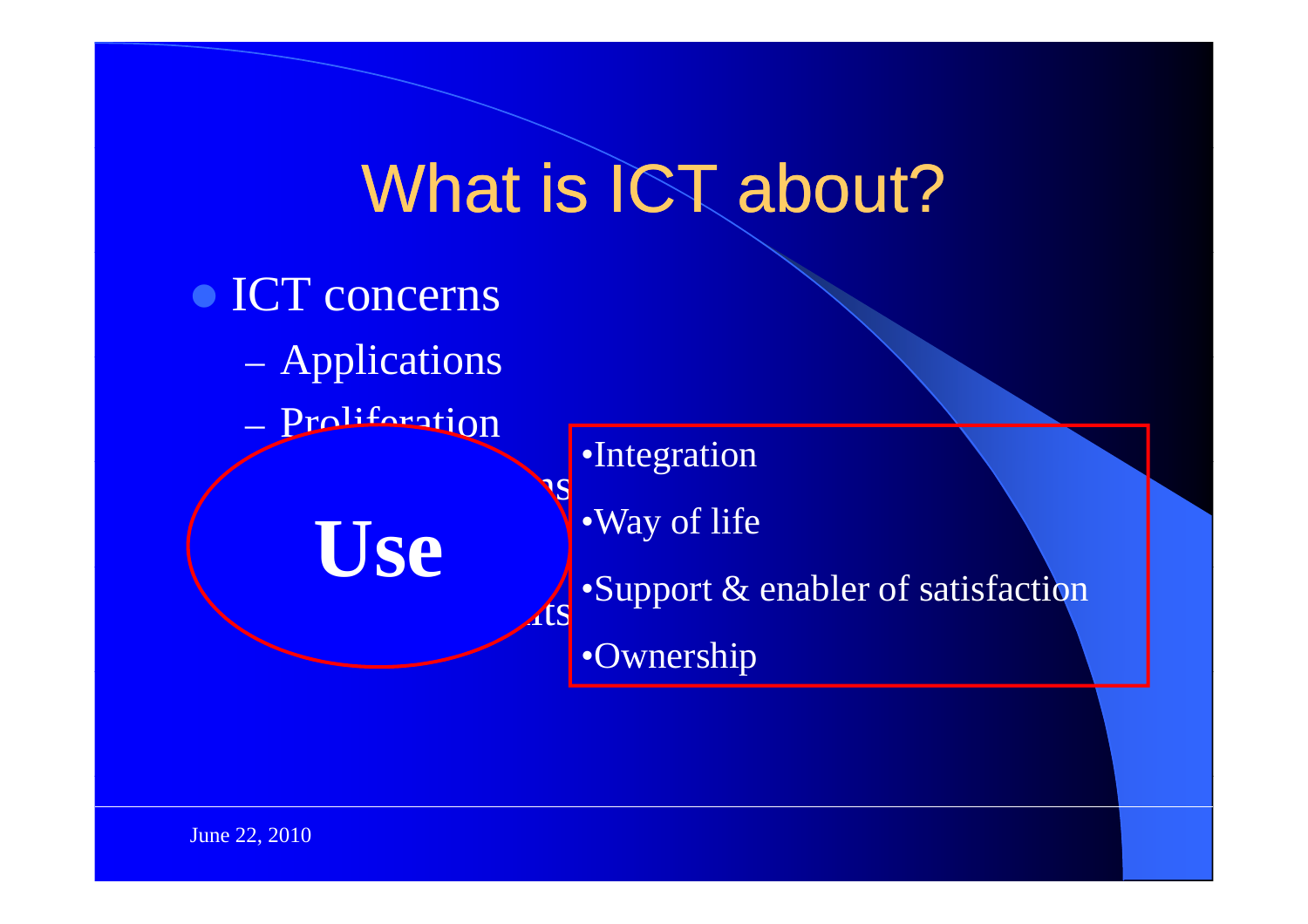# What is ICT about?

- ICT concerns
  - Applications
  - Proliferation

**Use**

- •Integration
- •Way of life
- •Support & enabler of satisfaction
- •Ownership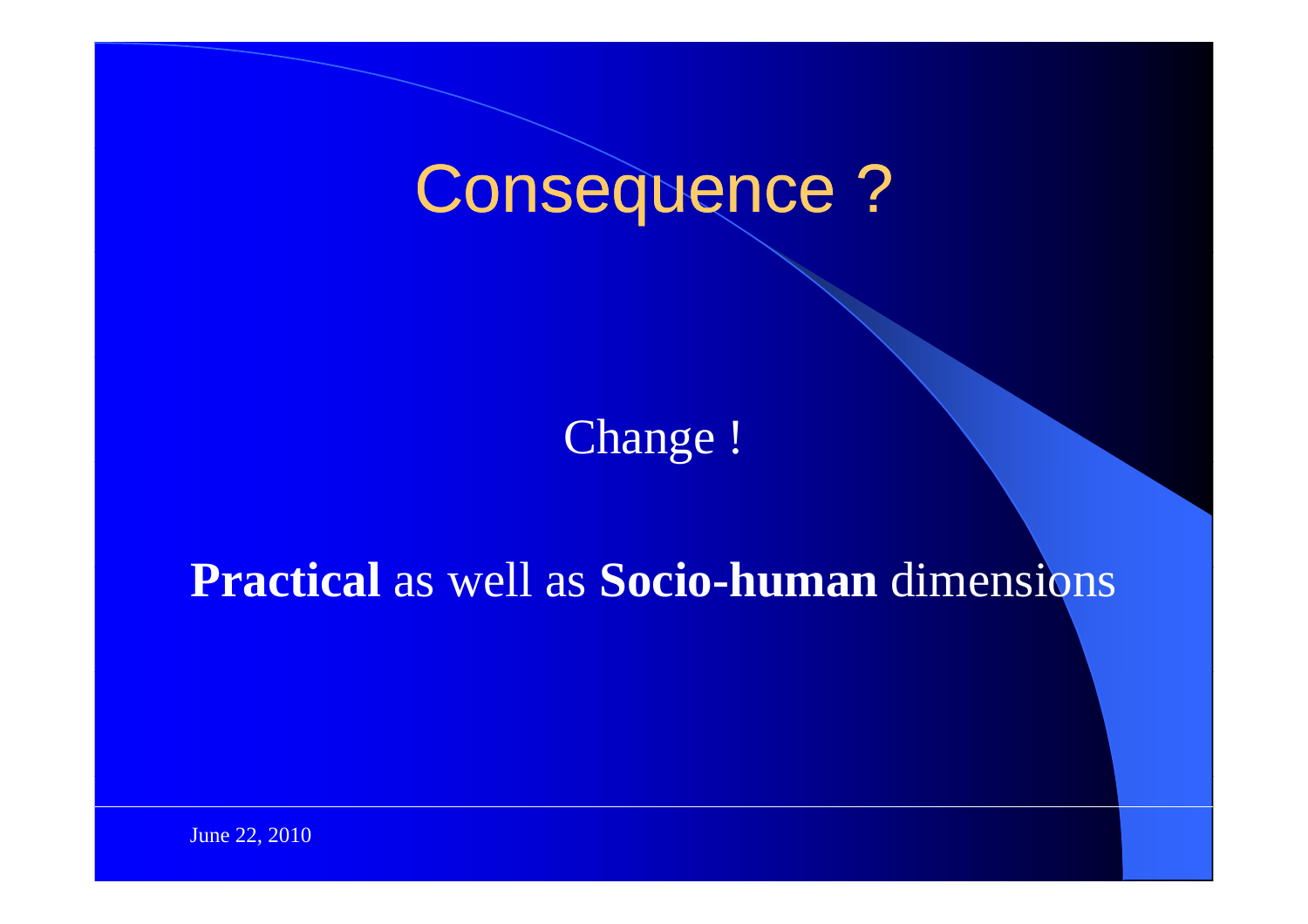# Consequence ?

Change !

**Practical** as well as **Socio-human** dimensions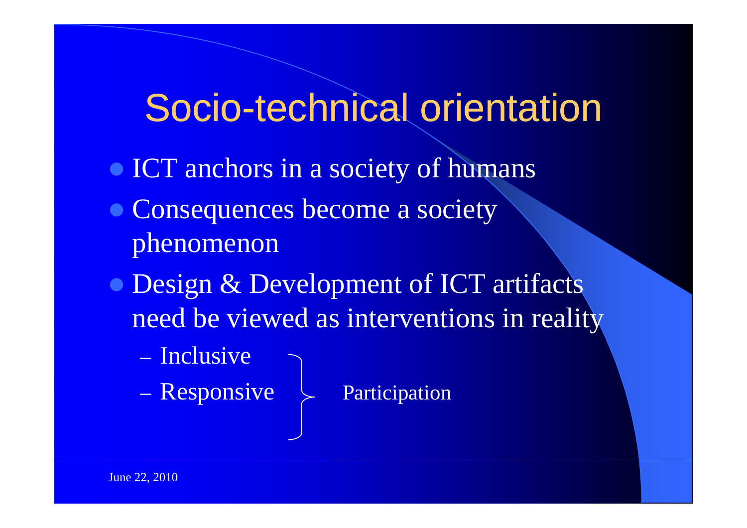# Socio-technical orientation

- ICT anchors in a society of humans
- Consequences become a society phenomenon
- Design & Development of ICT artifacts need be viewed as interventions in reality
  - Inclusive
  - Responsive

  } Participation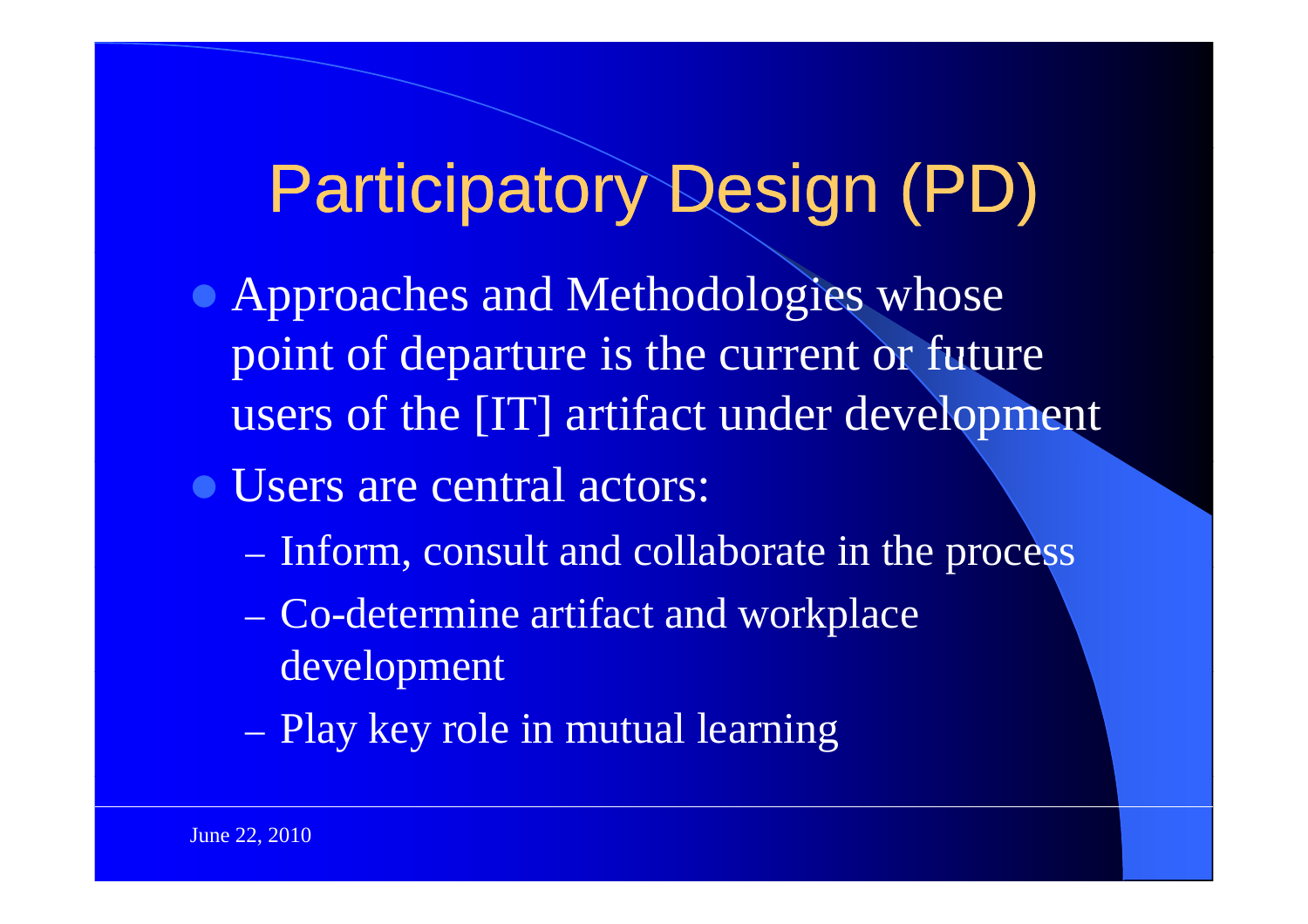# Participatory Design (PD)

- Approaches and Methodologies whose point of departure is the current or future users of the [IT] artifact under development
- Users are central actors:
  - Inform, consult and collaborate in the process
  - Co-determine artifact and workplace development
  - Play key role in mutual learning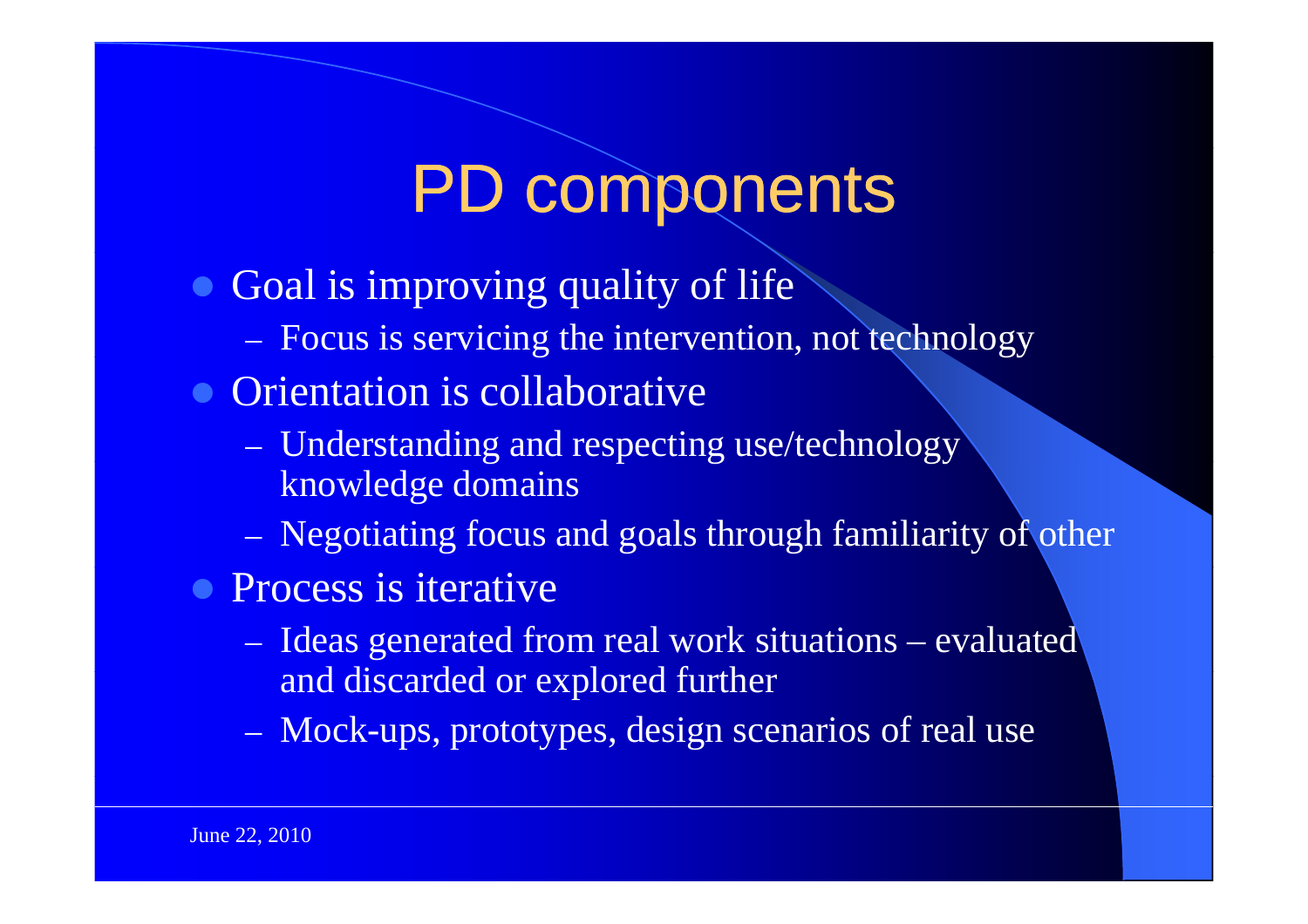# PD components

- Goal is improving quality of life
  - Focus is servicing the intervention, not technology
- Orientation is collaborative
  - Understanding and respecting use/technology knowledge domains
  - Negotiating focus and goals through familiarity of other
- Process is iterative
  - Ideas generated from real work situations – evaluated and discarded or explored further
  - Mock-ups, prototypes, design scenarios of real use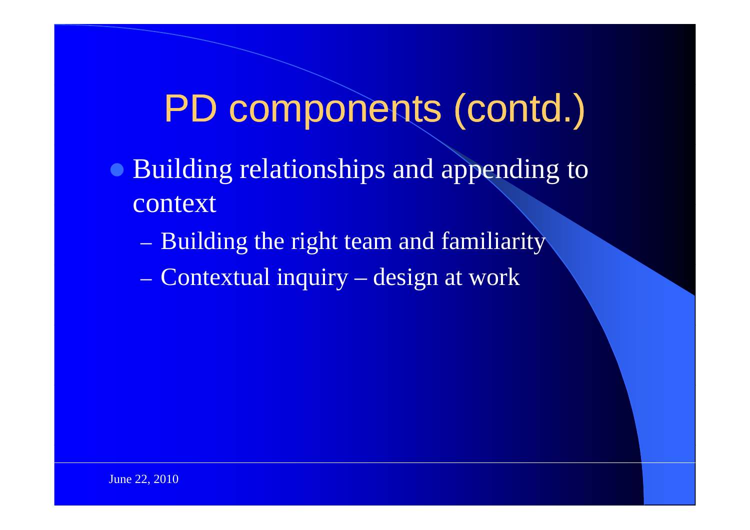# PD components (contd.)

- Building relationships and appending to context
  - Building the right team and familiarity
  - Contextual inquiry – design at work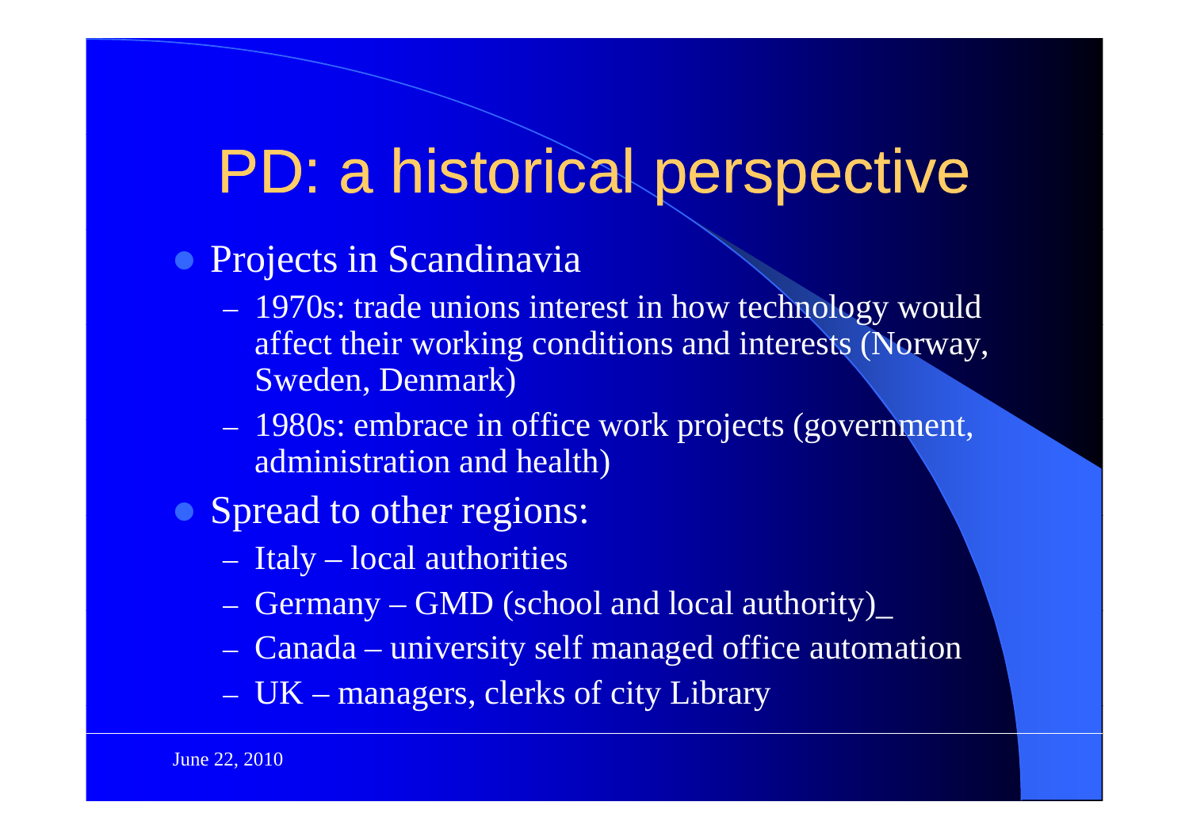# PD: a historical perspective

- Projects in Scandinavia
  - 1970s: trade unions interest in how technology would affect their working conditions and interests (Norway, Sweden, Denmark)
  - 1980s: embrace in office work projects (government, administration and health)
- Spread to other regions:
  - Italy – local authorities
  - Germany – GMD (school and local authority)_
  - Canada – university self managed office automation
  - UK – managers, clerks of city Library

June 22, 2010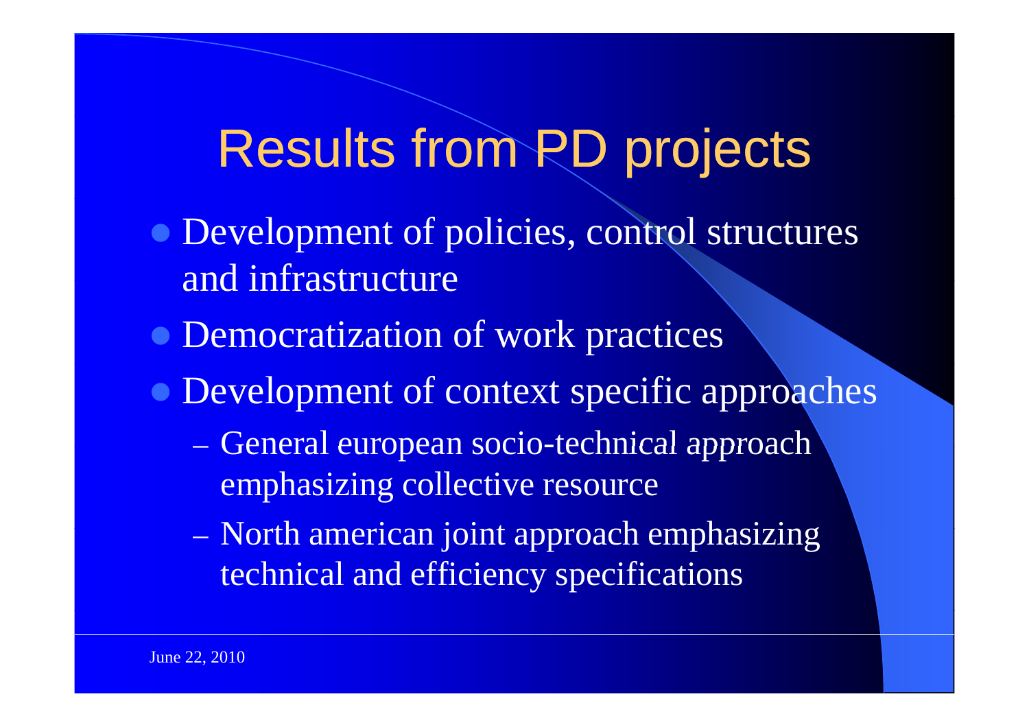# Results from PD projects

- Development of policies, control structures and infrastructure
- Democratization of work practices
- Development of context specific approaches
  - General european socio-technical approach emphasizing collective resource
  - North american joint approach emphasizing technical and efficiency specifications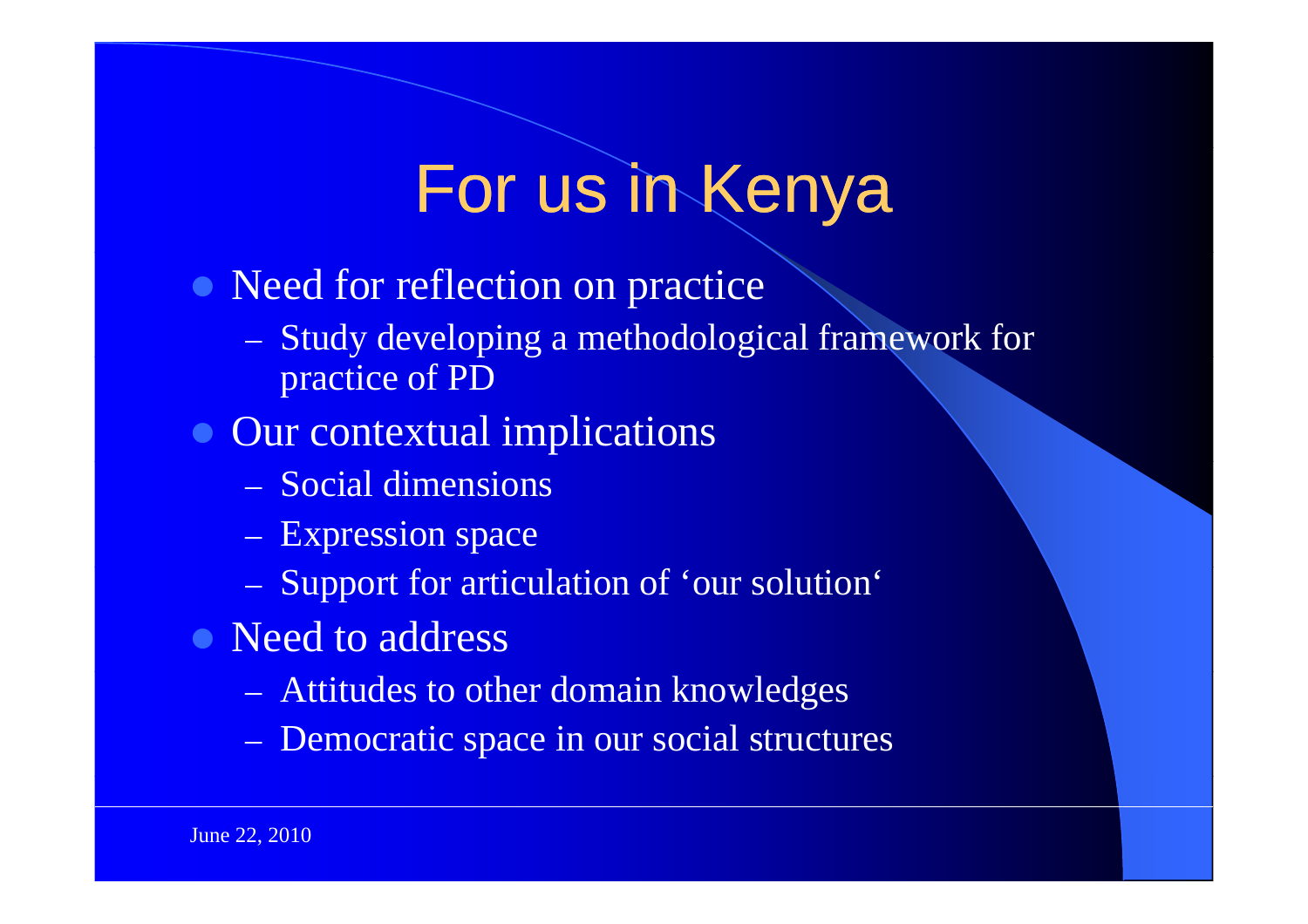# For us in Kenya

- Need for reflection on practice
  - Study developing a methodological framework for practice of PD
- Our contextual implications
  - Social dimensions
  - Expression space
  - Support for articulation of 'our solution'
- Need to address
  - Attitudes to other domain knowledges
  - Democratic space in our social structures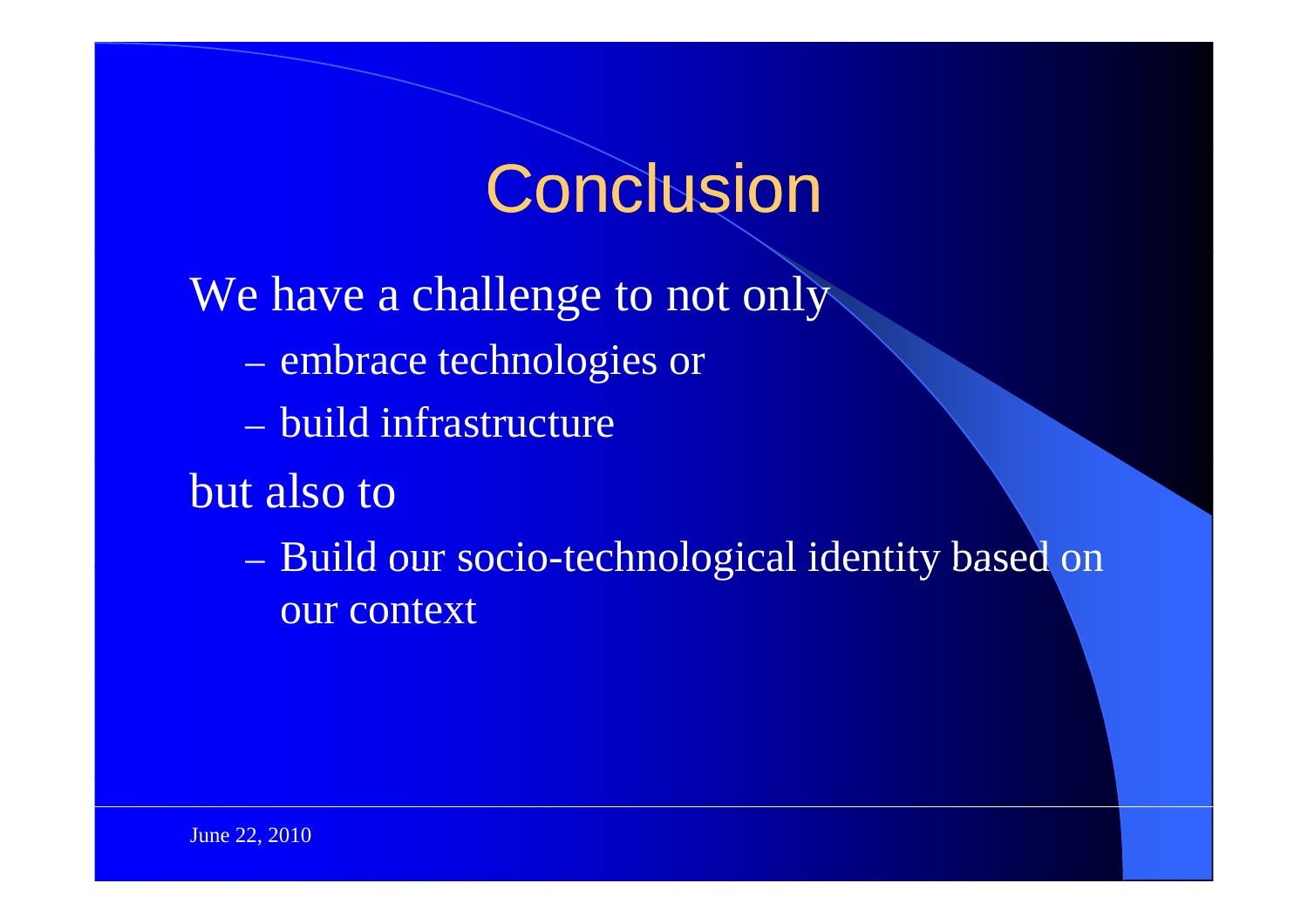# Conclusion

We have a challenge to not only

- embrace technologies or
- build infrastructure

but also to

- Build our socio-technological identity based on our context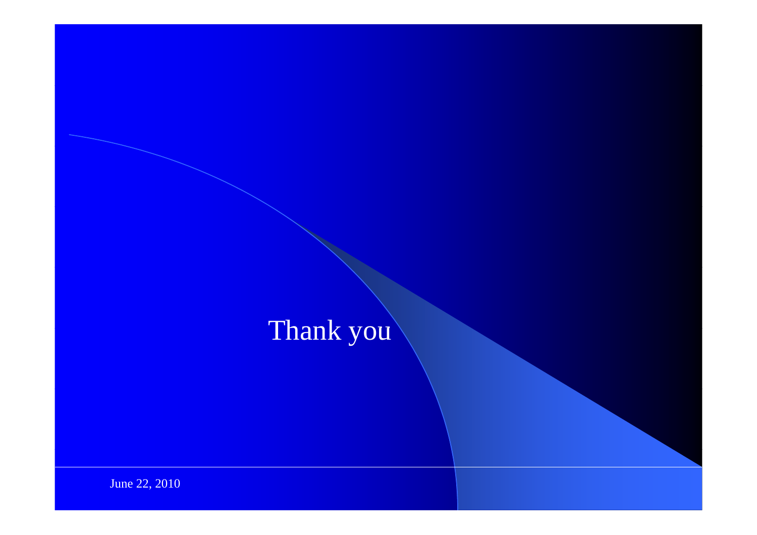# Thank you

June 22, 2010